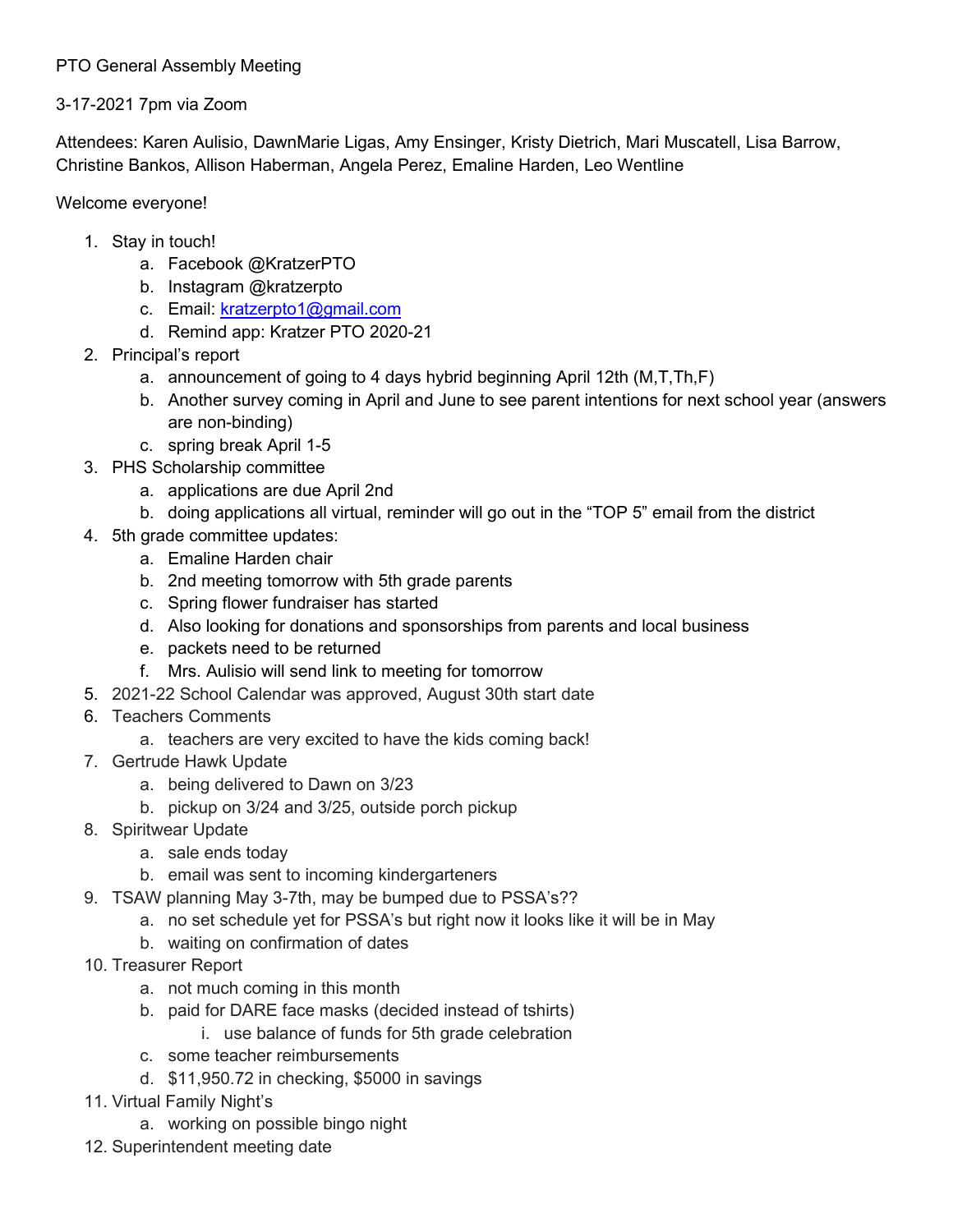PTO General Assembly Meeting

3-17-2021 7pm via Zoom

Attendees: Karen Aulisio, DawnMarie Ligas, Amy Ensinger, Kristy Dietrich, Mari Muscatell, Lisa Barrow, Christine Bankos, Allison Haberman, Angela Perez, Emaline Harden, Leo Wentline

Welcome everyone!

1. Stay in touch!
   a. Facebook @KratzerPTO
   b. Instagram @kratzerpto
   c. Email: kratzerpto1@gmail.com
   d. Remind app: Kratzer PTO 2020-21
2. Principal's report
   a. announcement of going to 4 days hybrid beginning April 12th (M,T,Th,F)
   b. Another survey coming in April and June to see parent intentions for next school year (answers are non-binding)
   c. spring break April 1-5
3. PHS Scholarship committee
   a. applications are due April 2nd
   b. doing applications all virtual, reminder will go out in the "TOP 5" email from the district
4. 5th grade committee updates:
   a. Emaline Harden chair
   b. 2nd meeting tomorrow with 5th grade parents
   c. Spring flower fundraiser has started
   d. Also looking for donations and sponsorships from parents and local business
   e. packets need to be returned
   f. Mrs. Aulisio will send link to meeting for tomorrow
5. 2021-22 School Calendar was approved, August 30th start date
6. Teachers Comments
   a. teachers are very excited to have the kids coming back!
7. Gertrude Hawk Update
   a. being delivered to Dawn on 3/23
   b. pickup on 3/24 and 3/25, outside porch pickup
8. Spiritwear Update
   a. sale ends today
   b. email was sent to incoming kindergarteners
9. TSAW planning May 3-7th, may be bumped due to PSSA's??
   a. no set schedule yet for PSSA's but right now it looks like it will be in May
   b. waiting on confirmation of dates
10. Treasurer Report
    a. not much coming in this month
    b. paid for DARE face masks (decided instead of tshirts)
       i. use balance of funds for 5th grade celebration
    c. some teacher reimbursements
    d. $11,950.72 in checking, $5000 in savings
11. Virtual Family Night's
    a. working on possible bingo night
12. Superintendent meeting date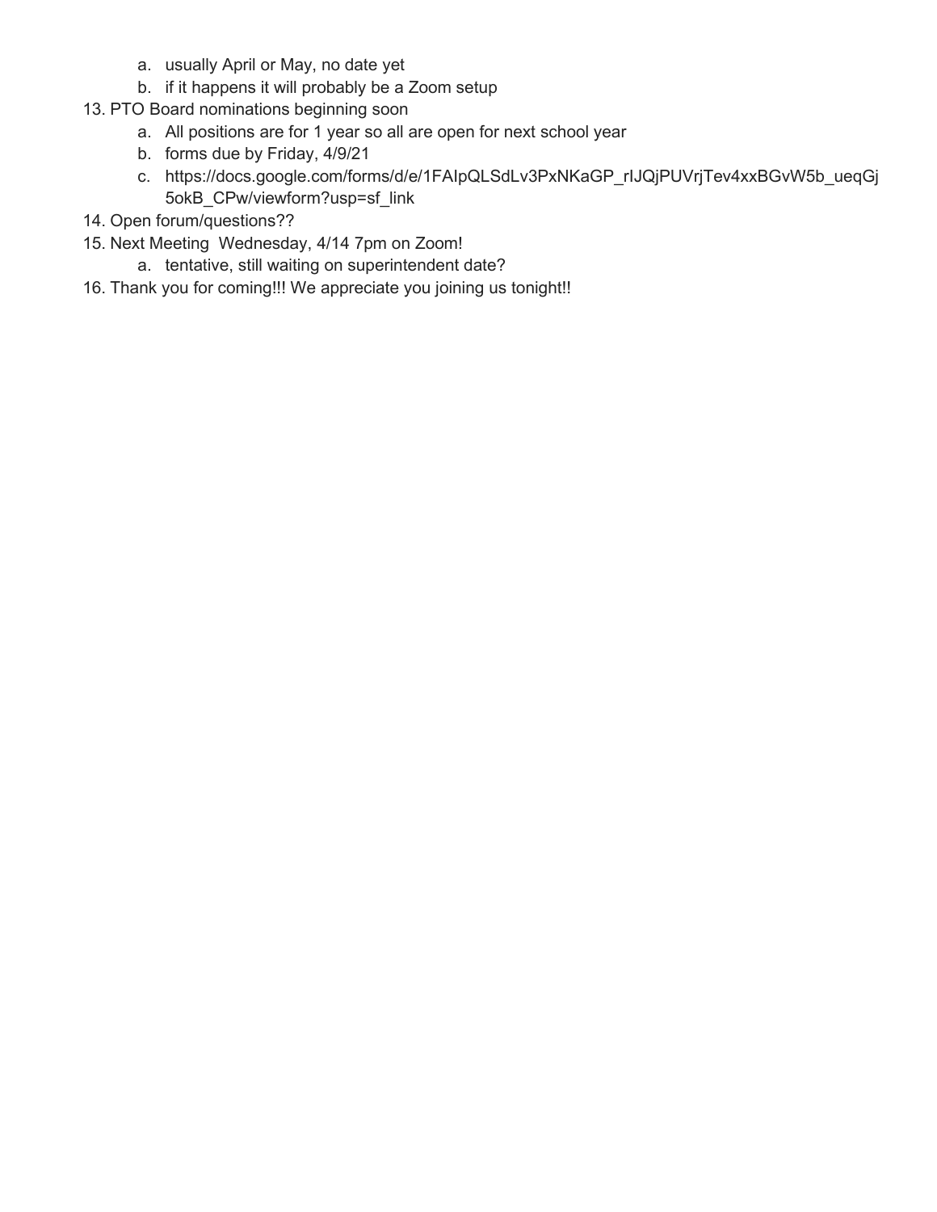a. usually April or May, no date yet
   b. if it happens it will probably be a Zoom setup
13. PTO Board nominations beginning soon
   a. All positions are for 1 year so all are open for next school year
   b. forms due by Friday, 4/9/21
   c. https://docs.google.com/forms/d/e/1FAIpQLSdLv3PxNKaGP_rIJQjPUVrjTev4xxBGvW5b_ueqGj5okB_CPw/viewform?usp=sf_link
14. Open forum/questions??
15. Next Meeting  Wednesday, 4/14 7pm on Zoom!
   a. tentative, still waiting on superintendent date?
16. Thank you for coming!!! We appreciate you joining us tonight!!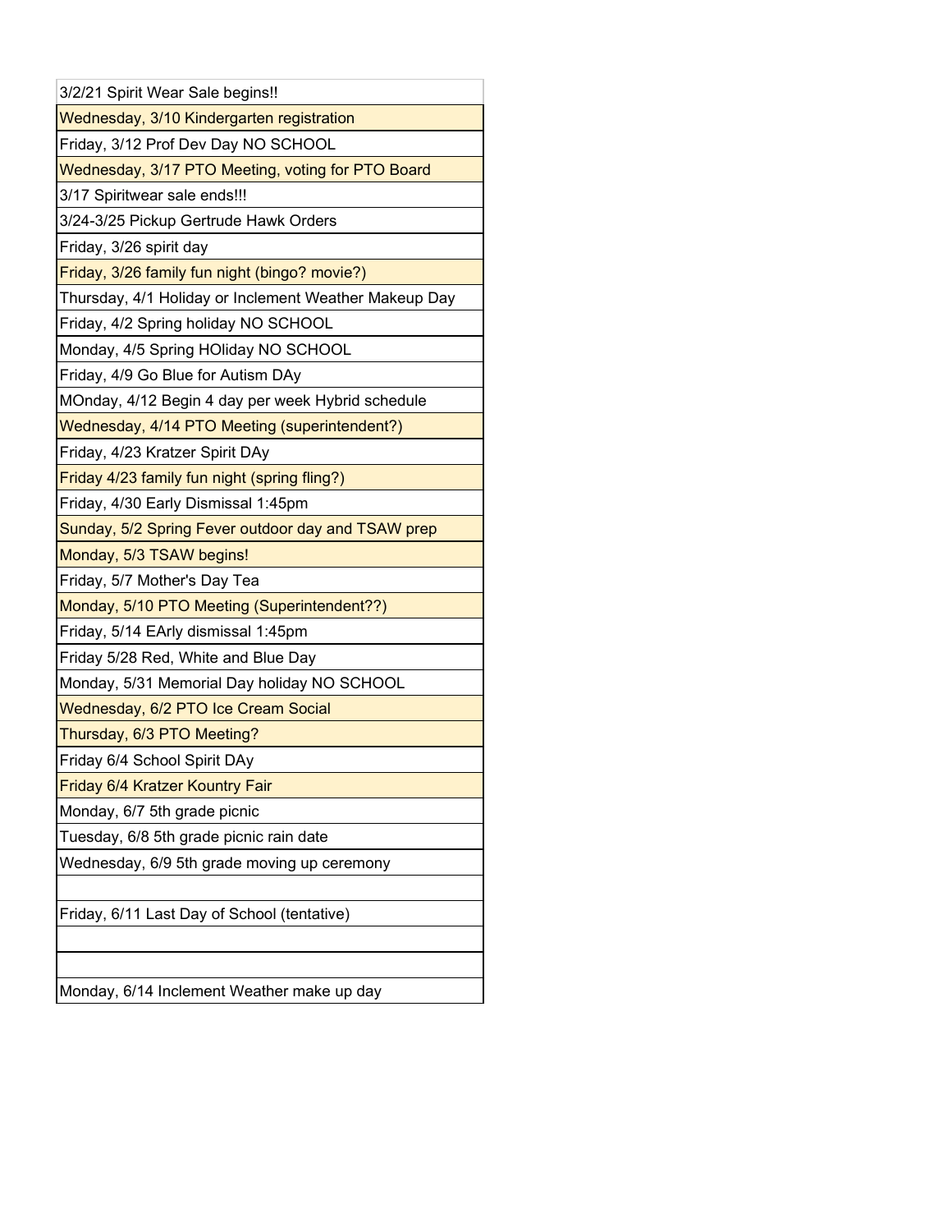| |
|---|
| 3/2/21 Spirit Wear Sale begins!! |
| Wednesday, 3/10 Kindergarten registration |
| Friday, 3/12 Prof Dev Day NO SCHOOL |
| Wednesday, 3/17 PTO Meeting, voting for PTO Board |
| 3/17 Spiritwear sale ends!!! |
| 3/24-3/25 Pickup Gertrude Hawk Orders |
| Friday, 3/26 spirit day |
| Friday, 3/26 family fun night (bingo? movie?) |
| Thursday, 4/1 Holiday or Inclement Weather Makeup Day |
| Friday, 4/2 Spring holiday NO SCHOOL |
| Monday, 4/5 Spring HOliday NO SCHOOL |
| Friday, 4/9 Go Blue for Autism DAy |
| MOnday, 4/12 Begin 4 day per week Hybrid schedule |
| Wednesday, 4/14 PTO Meeting (superintendent?) |
| Friday, 4/23 Kratzer Spirit DAy |
| Friday 4/23 family fun night (spring fling?) |
| Friday, 4/30 Early Dismissal 1:45pm |
| Sunday, 5/2 Spring Fever outdoor day and TSAW prep |
| Monday, 5/3 TSAW begins! |
| Friday, 5/7 Mother's Day Tea |
| Monday, 5/10 PTO Meeting (Superintendent??) |
| Friday, 5/14 EArly dismissal 1:45pm |
| Friday 5/28 Red, White and Blue Day |
| Monday, 5/31 Memorial Day holiday NO SCHOOL |
| Wednesday, 6/2 PTO Ice Cream Social |
| Thursday, 6/3 PTO Meeting? |
| Friday 6/4 School Spirit DAy |
| Friday 6/4 Kratzer Kountry Fair |
| Monday, 6/7 5th grade picnic |
| Tuesday, 6/8 5th grade picnic rain date |
| Wednesday, 6/9 5th grade moving up ceremony |
| |
| Friday, 6/11 Last Day of School (tentative) |
| |
| |
| Monday, 6/14 Inclement Weather make up day |